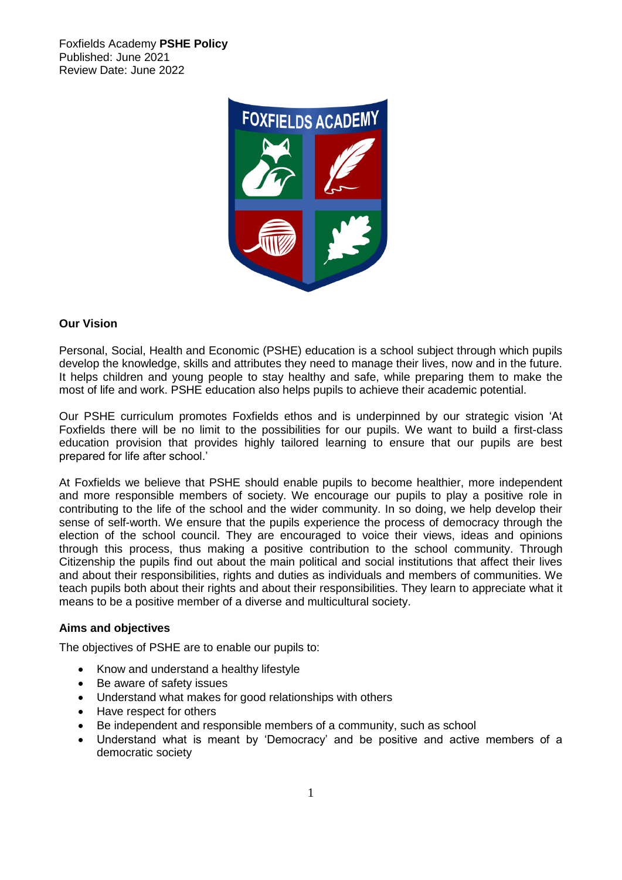Foxfields Academy **PSHE Policy**
Published: June 2021
Review Date: June 2022

## Our Vision

Personal, Social, Health and Economic (PSHE) education is a school subject through which pupils develop the knowledge, skills and attributes they need to manage their lives, now and in the future. It helps children and young people to stay healthy and safe, while preparing them to make the most of life and work. PSHE education also helps pupils to achieve their academic potential.

Our PSHE curriculum promotes Foxfields ethos and is underpinned by our strategic vision 'At Foxfields there will be no limit to the possibilities for our pupils. We want to build a first-class education provision that provides highly tailored learning to ensure that our pupils are best prepared for life after school.'

At Foxfields we believe that PSHE should enable pupils to become healthier, more independent and more responsible members of society. We encourage our pupils to play a positive role in contributing to the life of the school and the wider community. In so doing, we help develop their sense of self-worth. We ensure that the pupils experience the process of democracy through the election of the school council. They are encouraged to voice their views, ideas and opinions through this process, thus making a positive contribution to the school community. Through Citizenship the pupils find out about the main political and social institutions that affect their lives and about their responsibilities, rights and duties as individuals and members of communities. We teach pupils both about their rights and about their responsibilities. They learn to appreciate what it means to be a positive member of a diverse and multicultural society.

## Aims and objectives

The objectives of PSHE are to enable our pupils to:

- Know and understand a healthy lifestyle
- Be aware of safety issues
- Understand what makes for good relationships with others
- Have respect for others
- Be independent and responsible members of a community, such as school
- Understand what is meant by 'Democracy' and be positive and active members of a democratic society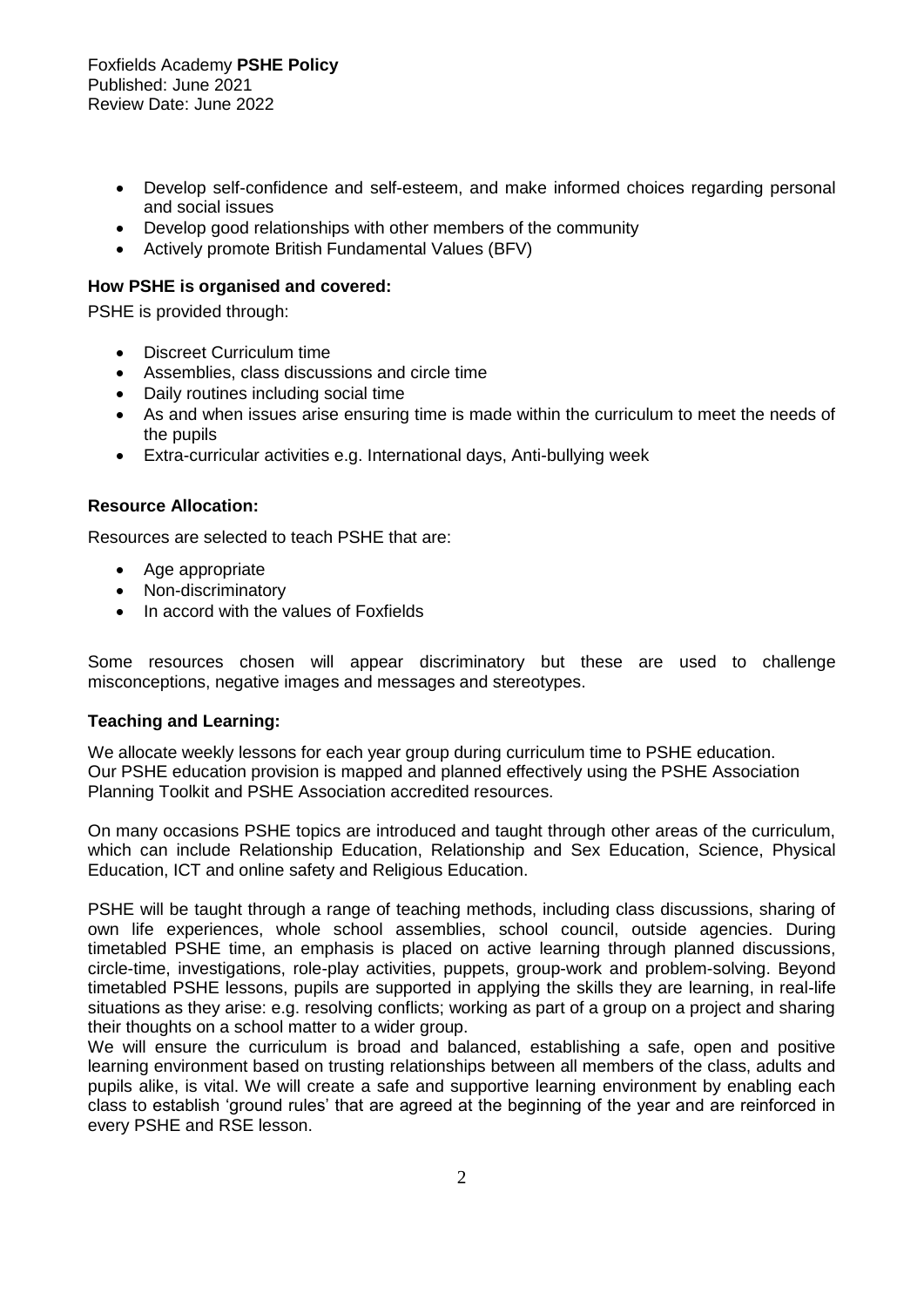- Develop self-confidence and self-esteem, and make informed choices regarding personal and social issues
- Develop good relationships with other members of the community
- Actively promote British Fundamental Values (BFV)

**How PSHE is organised and covered:**

PSHE is provided through:

- Discreet Curriculum time
- Assemblies, class discussions and circle time
- Daily routines including social time
- As and when issues arise ensuring time is made within the curriculum to meet the needs of the pupils
- Extra-curricular activities e.g. International days, Anti-bullying week

**Resource Allocation:**

Resources are selected to teach PSHE that are:

- Age appropriate
- Non-discriminatory
- In accord with the values of Foxfields

Some resources chosen will appear discriminatory but these are used to challenge misconceptions, negative images and messages and stereotypes.

**Teaching and Learning:**

We allocate weekly lessons for each year group during curriculum time to PSHE education. Our PSHE education provision is mapped and planned effectively using the PSHE Association Planning Toolkit and PSHE Association accredited resources.

On many occasions PSHE topics are introduced and taught through other areas of the curriculum, which can include Relationship Education, Relationship and Sex Education, Science, Physical Education, ICT and online safety and Religious Education.

PSHE will be taught through a range of teaching methods, including class discussions, sharing of own life experiences, whole school assemblies, school council, outside agencies. During timetabled PSHE time, an emphasis is placed on active learning through planned discussions, circle-time, investigations, role-play activities, puppets, group-work and problem-solving. Beyond timetabled PSHE lessons, pupils are supported in applying the skills they are learning, in real-life situations as they arise: e.g. resolving conflicts; working as part of a group on a project and sharing their thoughts on a school matter to a wider group.

We will ensure the curriculum is broad and balanced, establishing a safe, open and positive learning environment based on trusting relationships between all members of the class, adults and pupils alike, is vital. We will create a safe and supportive learning environment by enabling each class to establish 'ground rules' that are agreed at the beginning of the year and are reinforced in every PSHE and RSE lesson.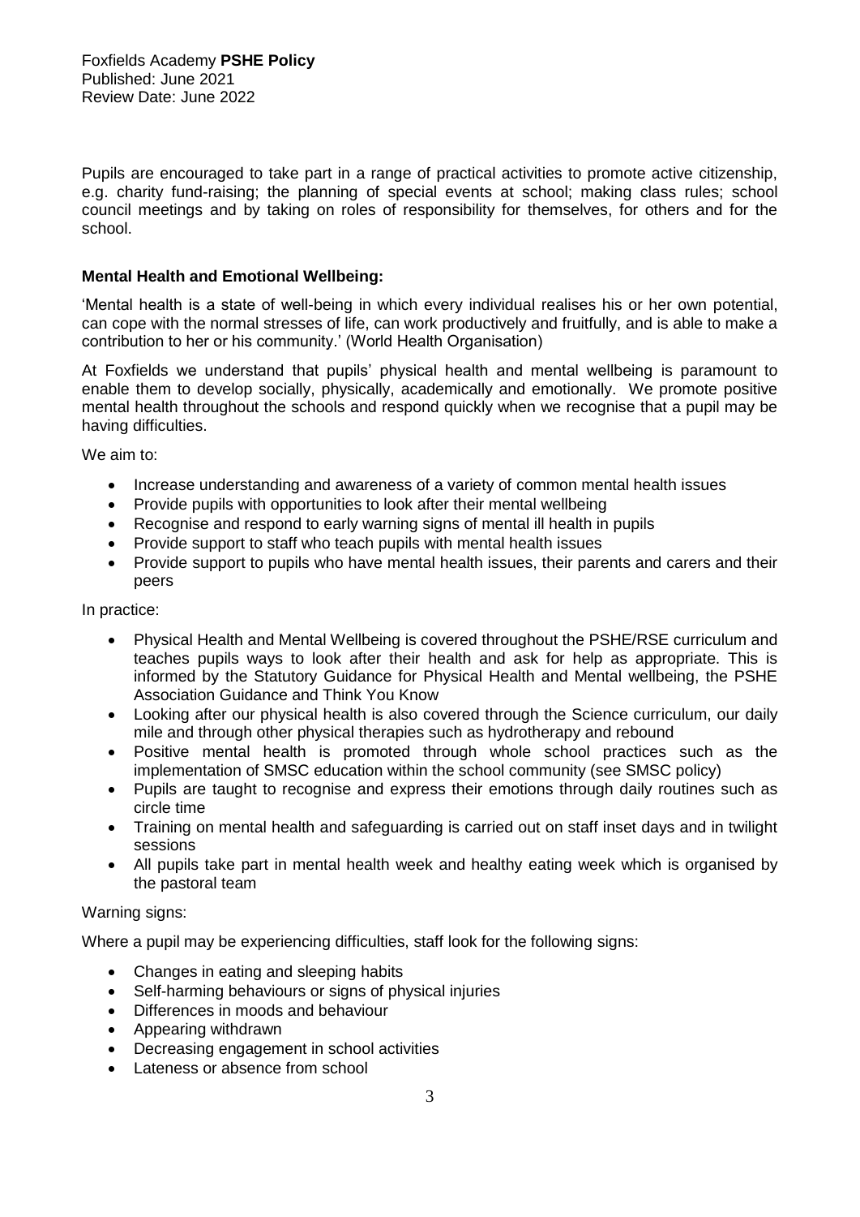Pupils are encouraged to take part in a range of practical activities to promote active citizenship, e.g. charity fund-raising; the planning of special events at school; making class rules; school council meetings and by taking on roles of responsibility for themselves, for others and for the school.

**Mental Health and Emotional Wellbeing:**

'Mental health is a state of well-being in which every individual realises his or her own potential, can cope with the normal stresses of life, can work productively and fruitfully, and is able to make a contribution to her or his community.' (World Health Organisation)

At Foxfields we understand that pupils' physical health and mental wellbeing is paramount to enable them to develop socially, physically, academically and emotionally. We promote positive mental health throughout the schools and respond quickly when we recognise that a pupil may be having difficulties.

We aim to:

- Increase understanding and awareness of a variety of common mental health issues
- Provide pupils with opportunities to look after their mental wellbeing
- Recognise and respond to early warning signs of mental ill health in pupils
- Provide support to staff who teach pupils with mental health issues
- Provide support to pupils who have mental health issues, their parents and carers and their peers

In practice:

- Physical Health and Mental Wellbeing is covered throughout the PSHE/RSE curriculum and teaches pupils ways to look after their health and ask for help as appropriate. This is informed by the Statutory Guidance for Physical Health and Mental wellbeing, the PSHE Association Guidance and Think You Know
- Looking after our physical health is also covered through the Science curriculum, our daily mile and through other physical therapies such as hydrotherapy and rebound
- Positive mental health is promoted through whole school practices such as the implementation of SMSC education within the school community (see SMSC policy)
- Pupils are taught to recognise and express their emotions through daily routines such as circle time
- Training on mental health and safeguarding is carried out on staff inset days and in twilight sessions
- All pupils take part in mental health week and healthy eating week which is organised by the pastoral team

Warning signs:

Where a pupil may be experiencing difficulties, staff look for the following signs:

- Changes in eating and sleeping habits
- Self-harming behaviours or signs of physical injuries
- Differences in moods and behaviour
- Appearing withdrawn
- Decreasing engagement in school activities
- Lateness or absence from school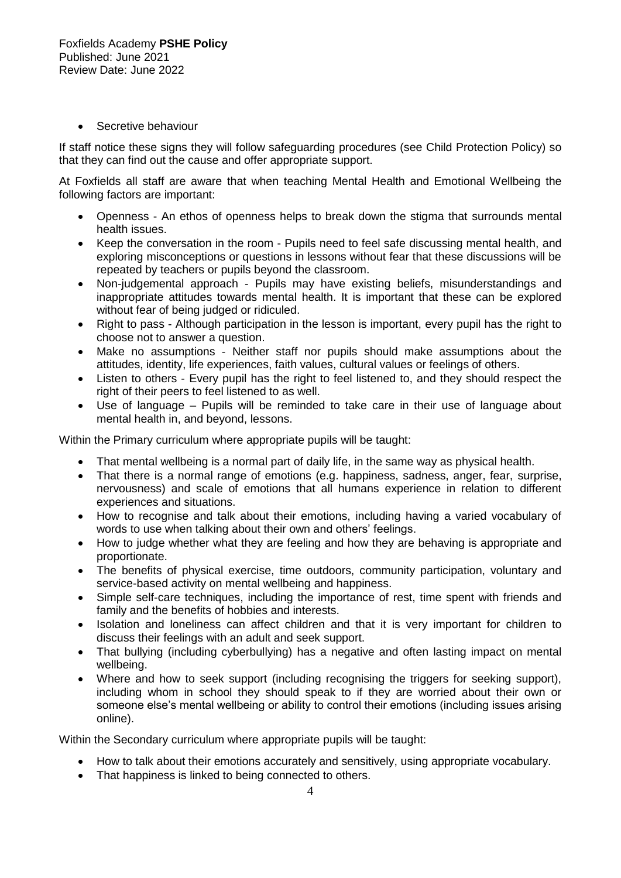- Secretive behaviour

If staff notice these signs they will follow safeguarding procedures (see Child Protection Policy) so that they can find out the cause and offer appropriate support.

At Foxfields all staff are aware that when teaching Mental Health and Emotional Wellbeing the following factors are important:

- Openness - An ethos of openness helps to break down the stigma that surrounds mental health issues.
- Keep the conversation in the room - Pupils need to feel safe discussing mental health, and exploring misconceptions or questions in lessons without fear that these discussions will be repeated by teachers or pupils beyond the classroom.
- Non-judgemental approach - Pupils may have existing beliefs, misunderstandings and inappropriate attitudes towards mental health. It is important that these can be explored without fear of being judged or ridiculed.
- Right to pass - Although participation in the lesson is important, every pupil has the right to choose not to answer a question.
- Make no assumptions - Neither staff nor pupils should make assumptions about the attitudes, identity, life experiences, faith values, cultural values or feelings of others.
- Listen to others - Every pupil has the right to feel listened to, and they should respect the right of their peers to feel listened to as well.
- Use of language – Pupils will be reminded to take care in their use of language about mental health in, and beyond, lessons.

Within the Primary curriculum where appropriate pupils will be taught:

- That mental wellbeing is a normal part of daily life, in the same way as physical health.
- That there is a normal range of emotions (e.g. happiness, sadness, anger, fear, surprise, nervousness) and scale of emotions that all humans experience in relation to different experiences and situations.
- How to recognise and talk about their emotions, including having a varied vocabulary of words to use when talking about their own and others' feelings.
- How to judge whether what they are feeling and how they are behaving is appropriate and proportionate.
- The benefits of physical exercise, time outdoors, community participation, voluntary and service-based activity on mental wellbeing and happiness.
- Simple self-care techniques, including the importance of rest, time spent with friends and family and the benefits of hobbies and interests.
- Isolation and loneliness can affect children and that it is very important for children to discuss their feelings with an adult and seek support.
- That bullying (including cyberbullying) has a negative and often lasting impact on mental wellbeing.
- Where and how to seek support (including recognising the triggers for seeking support), including whom in school they should speak to if they are worried about their own or someone else's mental wellbeing or ability to control their emotions (including issues arising online).

Within the Secondary curriculum where appropriate pupils will be taught:

- How to talk about their emotions accurately and sensitively, using appropriate vocabulary.
- That happiness is linked to being connected to others.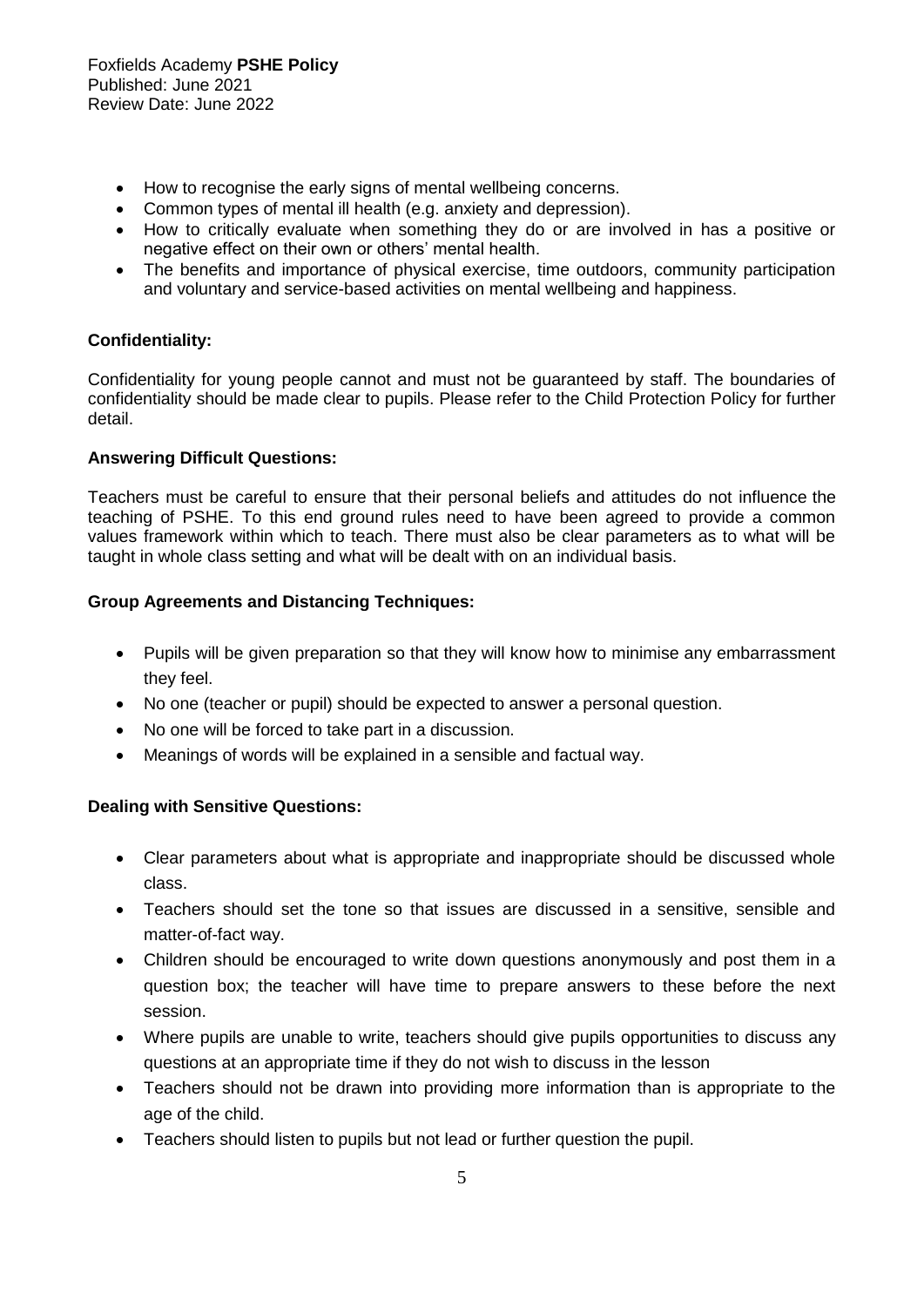- How to recognise the early signs of mental wellbeing concerns.
- Common types of mental ill health (e.g. anxiety and depression).
- How to critically evaluate when something they do or are involved in has a positive or negative effect on their own or others' mental health.
- The benefits and importance of physical exercise, time outdoors, community participation and voluntary and service-based activities on mental wellbeing and happiness.

**Confidentiality:**

Confidentiality for young people cannot and must not be guaranteed by staff. The boundaries of confidentiality should be made clear to pupils. Please refer to the Child Protection Policy for further detail.

**Answering Difficult Questions:**

Teachers must be careful to ensure that their personal beliefs and attitudes do not influence the teaching of PSHE. To this end ground rules need to have been agreed to provide a common values framework within which to teach. There must also be clear parameters as to what will be taught in whole class setting and what will be dealt with on an individual basis.

**Group Agreements and Distancing Techniques:**

- Pupils will be given preparation so that they will know how to minimise any embarrassment they feel.
- No one (teacher or pupil) should be expected to answer a personal question.
- No one will be forced to take part in a discussion.
- Meanings of words will be explained in a sensible and factual way.

**Dealing with Sensitive Questions:**

- Clear parameters about what is appropriate and inappropriate should be discussed whole class.
- Teachers should set the tone so that issues are discussed in a sensitive, sensible and matter-of-fact way.
- Children should be encouraged to write down questions anonymously and post them in a question box; the teacher will have time to prepare answers to these before the next session.
- Where pupils are unable to write, teachers should give pupils opportunities to discuss any questions at an appropriate time if they do not wish to discuss in the lesson
- Teachers should not be drawn into providing more information than is appropriate to the age of the child.
- Teachers should listen to pupils but not lead or further question the pupil.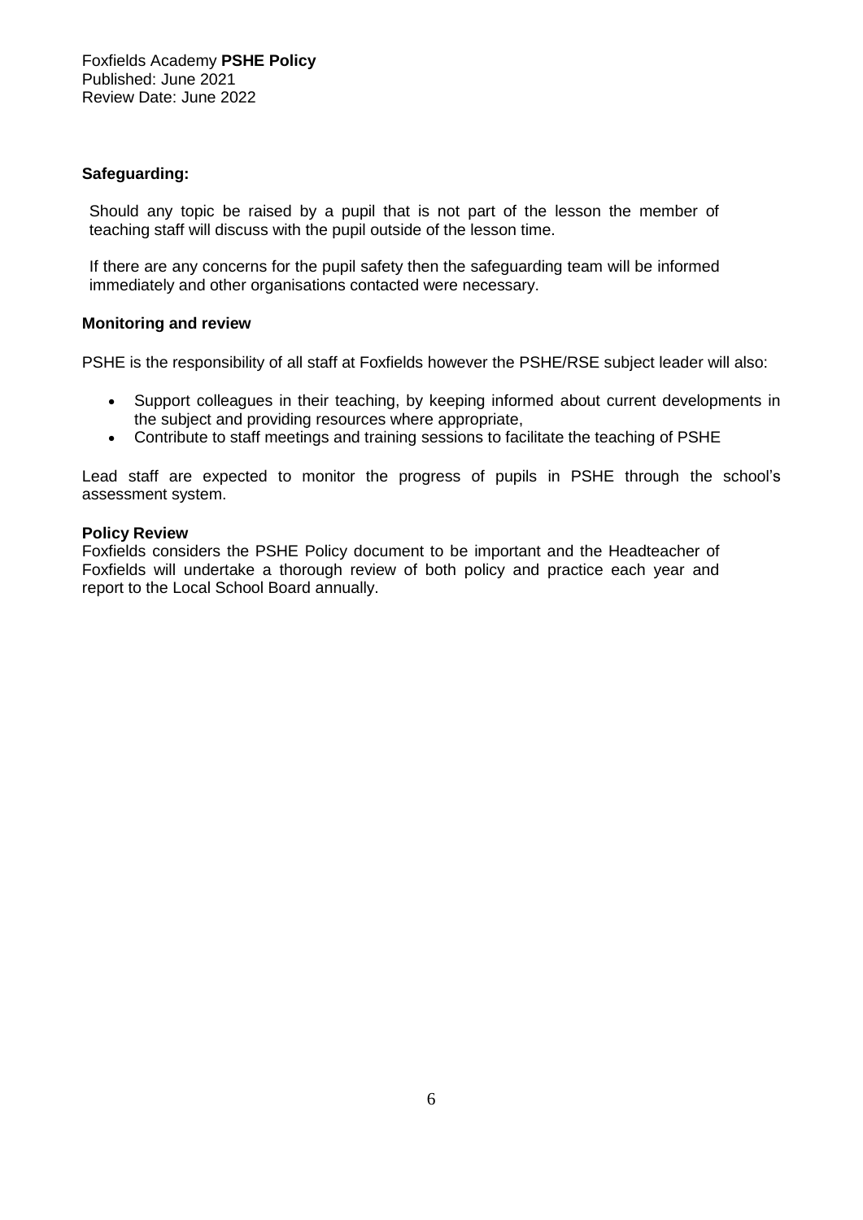**Safeguarding:**

Should any topic be raised by a pupil that is not part of the lesson the member of teaching staff will discuss with the pupil outside of the lesson time.

If there are any concerns for the pupil safety then the safeguarding team will be informed immediately and other organisations contacted were necessary.

**Monitoring and review**

PSHE is the responsibility of all staff at Foxfields however the PSHE/RSE subject leader will also:

- Support colleagues in their teaching, by keeping informed about current developments in the subject and providing resources where appropriate,
- Contribute to staff meetings and training sessions to facilitate the teaching of PSHE

Lead staff are expected to monitor the progress of pupils in PSHE through the school's assessment system.

**Policy Review**

Foxfields considers the PSHE Policy document to be important and the Headteacher of Foxfields will undertake a thorough review of both policy and practice each year and report to the Local School Board annually.